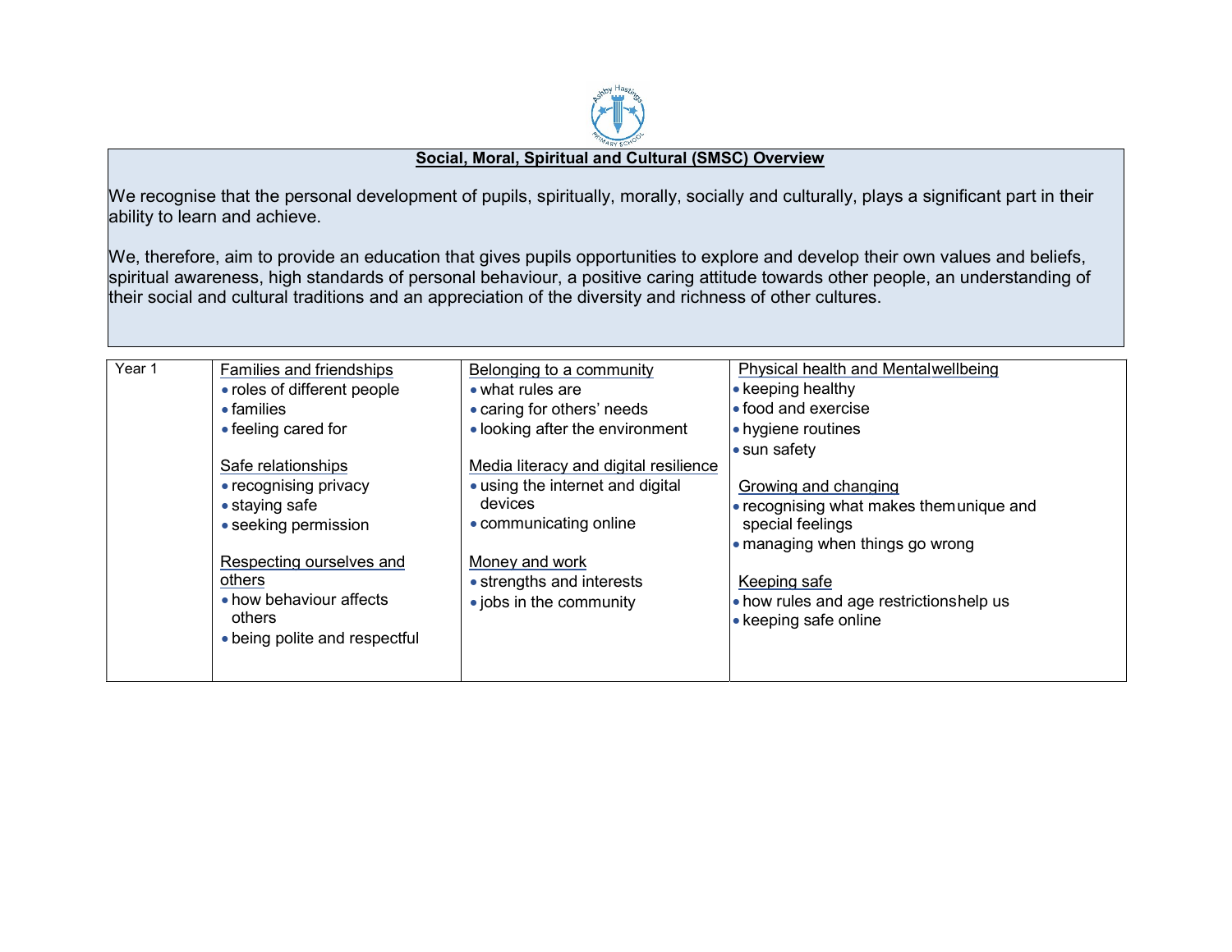**Social, Moral, Spiritual and Cultural (SMSC) Overview**

We recognise that the personal development of pupils, spiritually, morally, socially and culturally, plays a significant part in their ability to learn and achieve.

We, therefore, aim to provide an education that gives pupils opportunities to explore and develop their own values and beliefs, spiritual awareness, high standards of personal behaviour, a positive caring attitude towards other people, an understanding of their social and cultural traditions and an appreciation of the diversity and richness of other cultures.

| Year 1 | Families and friendships<br>• roles of different people<br>• families<br>• feeling cared for<br><br>Safe relationships<br>• recognising privacy<br>• staying safe<br>• seeking permission<br><br>Respecting ourselves and others<br>• how behaviour affects others<br>• being polite and respectful | Belonging to a community<br>• what rules are<br>• caring for others' needs<br>• looking after the environment<br><br>Media literacy and digital resilience<br>• using the internet and digital devices<br>• communicating online<br><br>Money and work<br>• strengths and interests<br>• jobs in the community | Physical health and Mental wellbeing<br>• keeping healthy<br>• food and exercise<br>• hygiene routines<br>• sun safety<br><br>Growing and changing<br>• recognising what makes them unique and special feelings<br>• managing when things go wrong<br><br>Keeping safe<br>• how rules and age restrictions help us<br>• keeping safe online |
|---|---|---|---|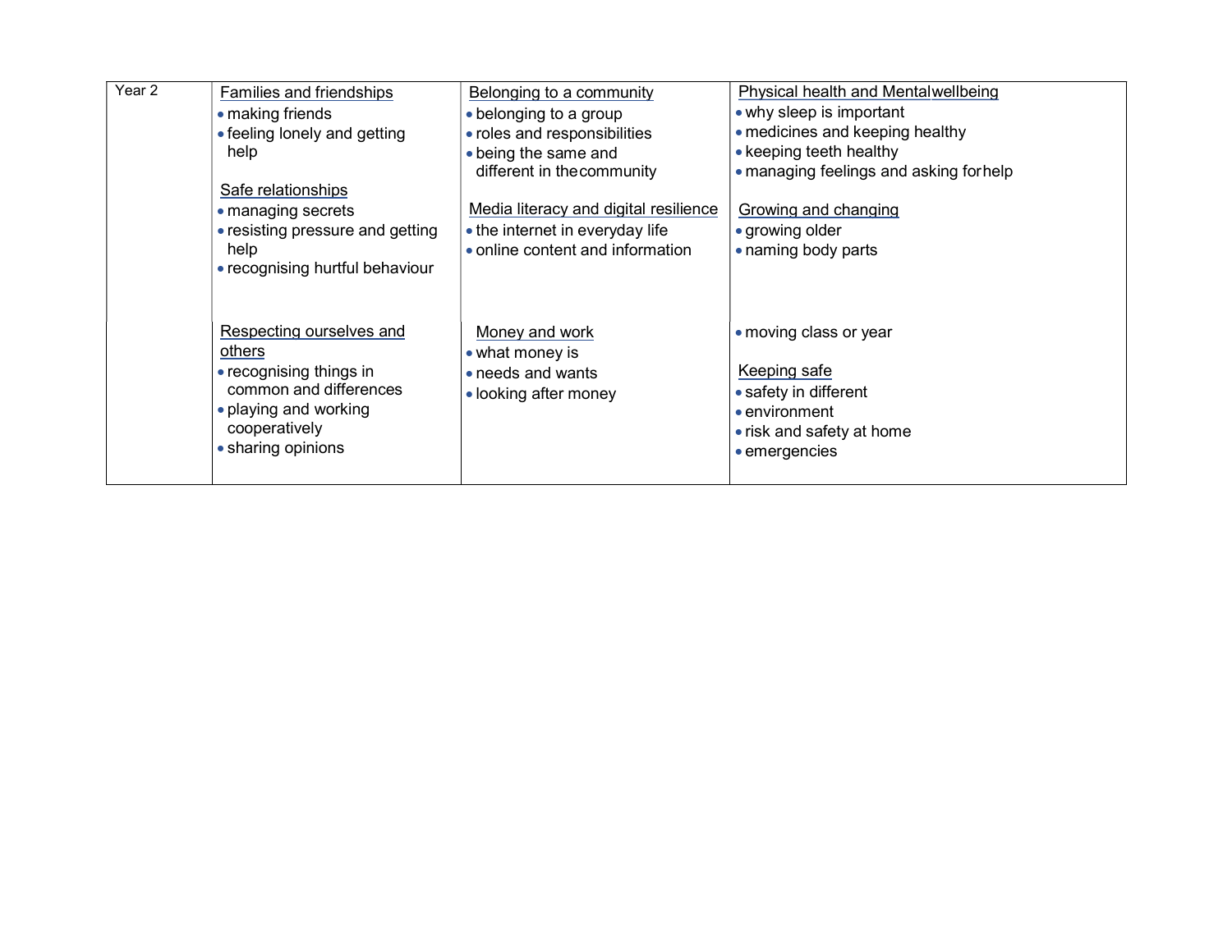| Year 2 | Families and friendships<br>• making friends<br>• feeling lonely and getting help<br><br>Safe relationships<br>• managing secrets<br>• resisting pressure and getting help<br>• recognising hurtful behaviour | Belonging to a community<br>• belonging to a group<br>• roles and responsibilities<br>• being the same and different in the community<br><br>Media literacy and digital resilience<br>• the internet in everyday life<br>• online content and information | Physical health and Mental wellbeing<br>• why sleep is important<br>• medicines and keeping healthy<br>• keeping teeth healthy<br>• managing feelings and asking for help<br><br>Growing and changing<br>• growing older<br>• naming body parts |
|---|---|---|---|
| | Respecting ourselves and others<br>• recognising things in common and differences<br>• playing and working cooperatively<br>• sharing opinions | Money and work<br>• what money is<br>• needs and wants<br>• looking after money | • moving class or year<br><br>Keeping safe<br>• safety in different<br>• environment<br>• risk and safety at home<br>• emergencies |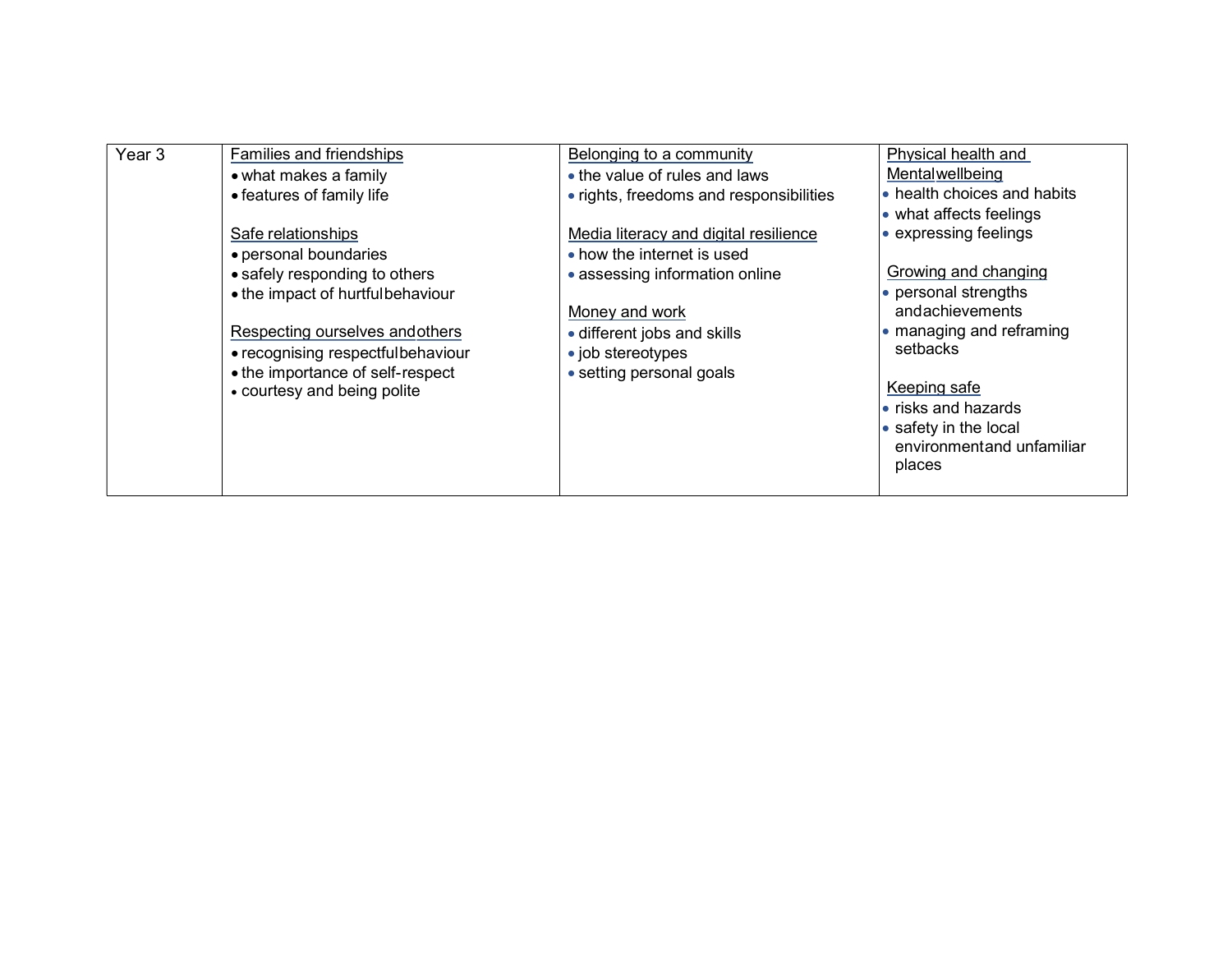| Year 3 | Families and friendships<br>• what makes a family<br>• features of family life<br><br>Safe relationships<br>• personal boundaries<br>• safely responding to others<br>• the impact of hurtful behaviour<br><br>Respecting ourselves and others<br>• recognising respectful behaviour<br>• the importance of self-respect<br>• courtesy and being polite | Belonging to a community<br>• the value of rules and laws<br>• rights, freedoms and responsibilities<br><br>Media literacy and digital resilience<br>• how the internet is used<br>• assessing information online<br><br>Money and work<br>• different jobs and skills<br>• job stereotypes<br>• setting personal goals | Physical health and Mental wellbeing<br>• health choices and habits<br>• what affects feelings<br>• expressing feelings<br><br>Growing and changing<br>• personal strengths and achievements<br>• managing and reframing setbacks<br><br>Keeping safe<br>• risks and hazards<br>• safety in the local environment and unfamiliar places |
|---|---|---|---|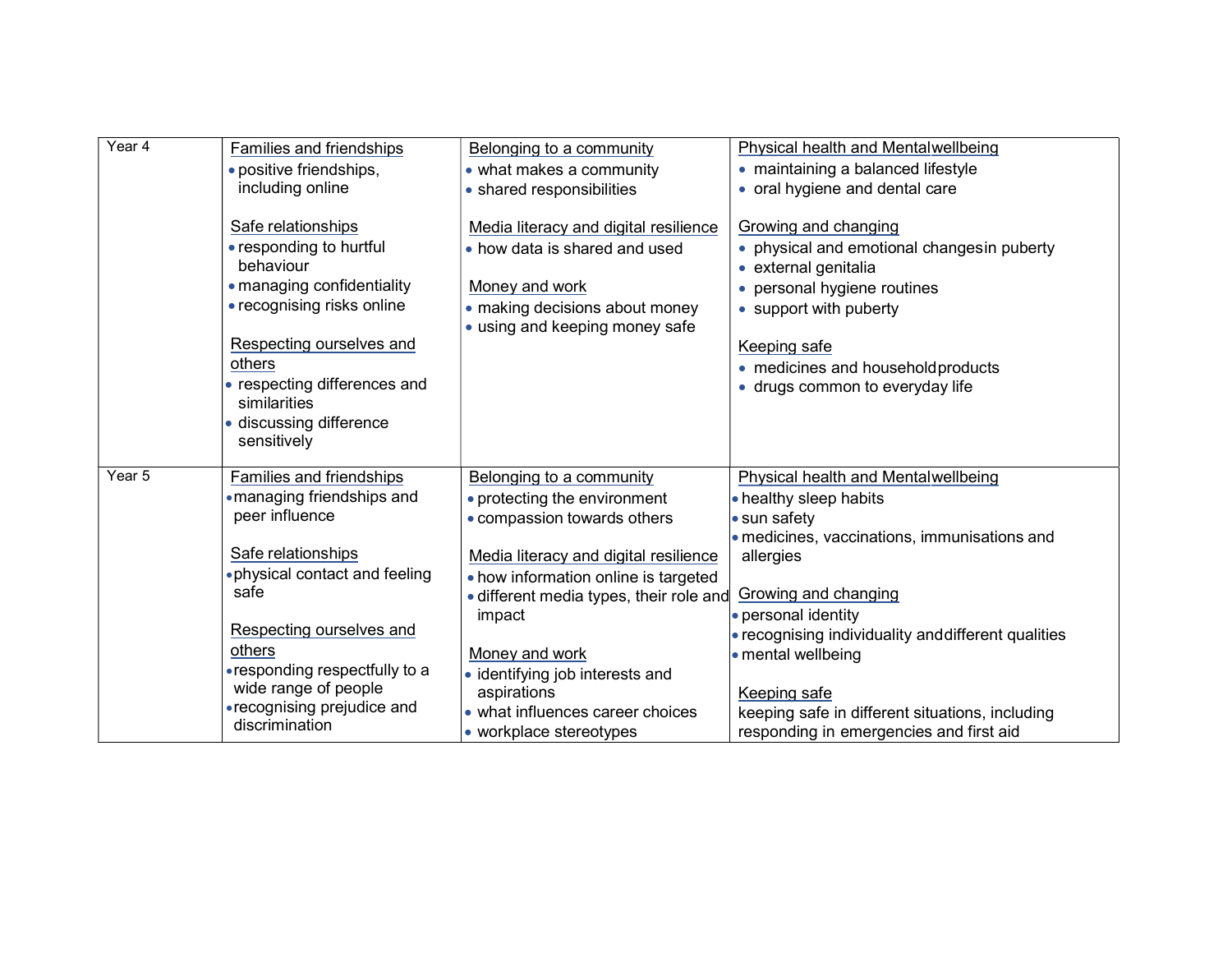| | | | |
|---|---|---|---|
| Year 4 | Families and friendships<br>• positive friendships, including online<br><br>Safe relationships<br>• responding to hurtful behaviour<br>• managing confidentiality<br>• recognising risks online<br><br>Respecting ourselves and others<br>• respecting differences and similarities<br>• discussing difference sensitively | Belonging to a community<br>• what makes a community<br>• shared responsibilities<br><br>Media literacy and digital resilience<br>• how data is shared and used<br><br>Money and work<br>• making decisions about money<br>• using and keeping money safe | Physical health and Mental wellbeing<br>• maintaining a balanced lifestyle<br>• oral hygiene and dental care<br><br>Growing and changing<br>• physical and emotional changes in puberty<br>• external genitalia<br>• personal hygiene routines<br>• support with puberty<br><br>Keeping safe<br>• medicines and household products<br>• drugs common to everyday life |
| Year 5 | Families and friendships<br>• managing friendships and peer influence<br><br>Safe relationships<br>• physical contact and feeling safe<br><br>Respecting ourselves and others<br>• responding respectfully to a wide range of people<br>• recognising prejudice and discrimination | Belonging to a community<br>• protecting the environment<br>• compassion towards others<br><br>Media literacy and digital resilience<br>• how information online is targeted<br>• different media types, their role and impact<br><br>Money and work<br>• identifying job interests and aspirations<br>• what influences career choices<br>• workplace stereotypes | Physical health and Mental wellbeing<br>• healthy sleep habits<br>• sun safety<br>• medicines, vaccinations, immunisations and allergies<br><br>Growing and changing<br>• personal identity<br>• recognising individuality and different qualities<br>• mental wellbeing<br><br>Keeping safe<br>keeping safe in different situations, including responding in emergencies and first aid |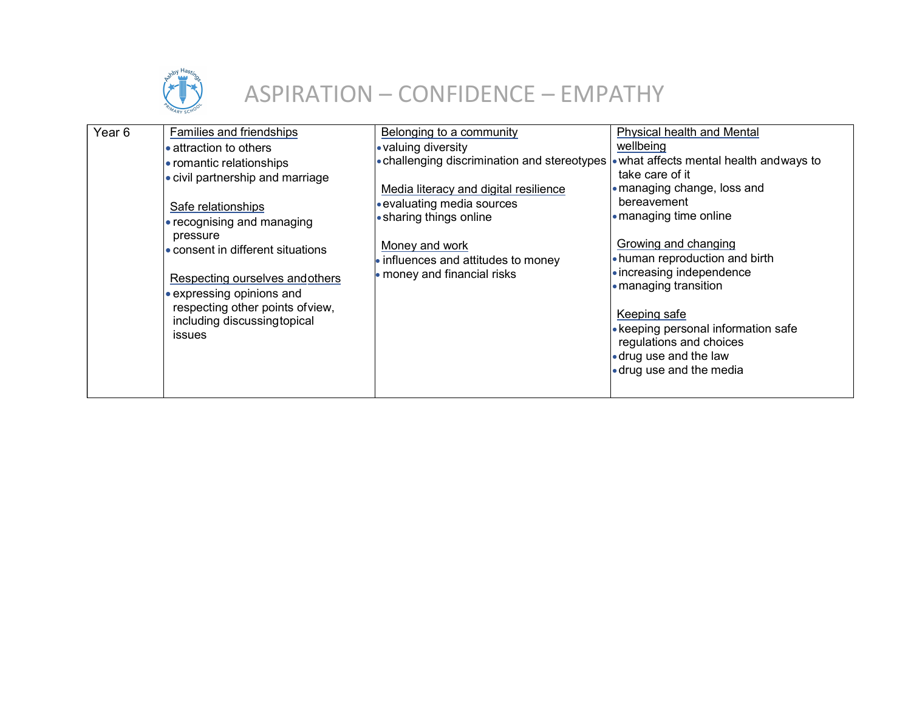# ASPIRATION – CONFIDENCE – EMPATHY

| | | | |
|---|---|---|---|
| Year 6 | Families and friendships<br>• attraction to others<br>• romantic relationships<br>• civil partnership and marriage<br><br>Safe relationships<br>• recognising and managing pressure<br>• consent in different situations<br><br>Respecting ourselves and others<br>• expressing opinions and respecting other points of view, including discussing topical issues | Belonging to a community<br>• valuing diversity<br>• challenging discrimination and stereotypes<br><br>Media literacy and digital resilience<br>• evaluating media sources<br>• sharing things online<br><br>Money and work<br>• influences and attitudes to money<br>• money and financial risks | Physical health and Mental wellbeing<br>• what affects mental health and ways to take care of it<br>• managing change, loss and bereavement<br>• managing time online<br><br>Growing and changing<br>• human reproduction and birth<br>• increasing independence<br>• managing transition<br><br>Keeping safe<br>• keeping personal information safe regulations and choices<br>• drug use and the law<br>• drug use and the media |